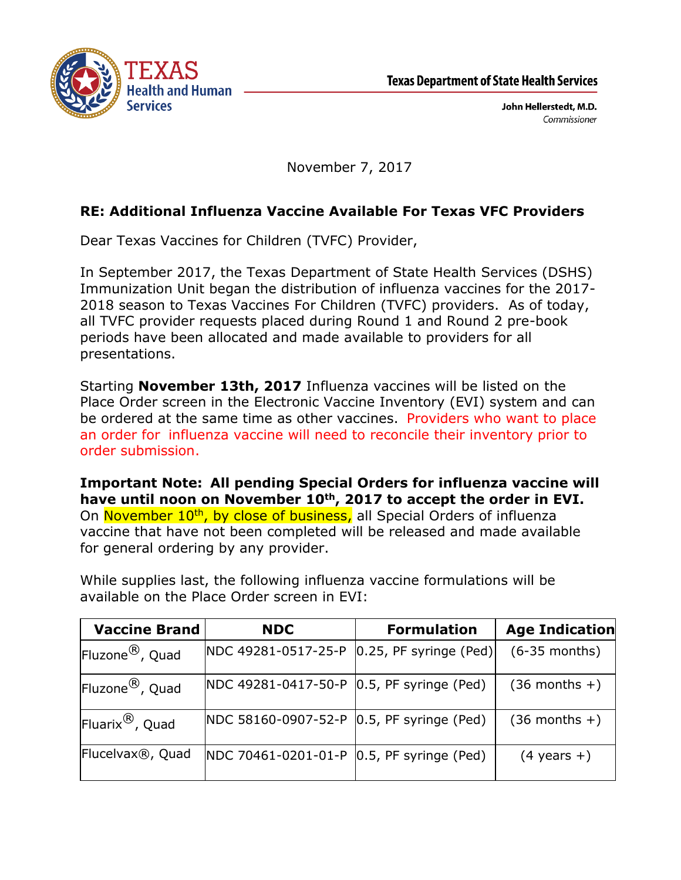**TEXAS Health and Human Services**

**Texas Department of State Health Services**

**John Hellerstedt, M.D.**
*Commissioner*

November 7, 2017

**RE: Additional Influenza Vaccine Available For Texas VFC Providers**

Dear Texas Vaccines for Children (TVFC) Provider,

In September 2017, the Texas Department of State Health Services (DSHS) Immunization Unit began the distribution of influenza vaccines for the 2017-2018 season to Texas Vaccines For Children (TVFC) providers. As of today, all TVFC provider requests placed during Round 1 and Round 2 pre-book periods have been allocated and made available to providers for all presentations.

Starting **November 13th, 2017** Influenza vaccines will be listed on the Place Order screen in the Electronic Vaccine Inventory (EVI) system and can be ordered at the same time as other vaccines. Providers who want to place an order for influenza vaccine will need to reconcile their inventory prior to order submission.

**Important Note: All pending Special Orders for influenza vaccine will have until noon on November 10th, 2017 to accept the order in EVI.** On November 10th, by close of business, all Special Orders of influenza vaccine that have not been completed will be released and made available for general ordering by any provider.

While supplies last, the following influenza vaccine formulations will be available on the Place Order screen in EVI:

| Vaccine Brand | NDC | Formulation | Age Indication |
|---|---|---|---|
| Fluzone®, Quad | NDC 49281-0517-25-P | 0.25, PF syringe (Ped) | (6-35 months) |
| Fluzone®, Quad | NDC 49281-0417-50-P | 0.5, PF syringe (Ped) | (36 months +) |
| Fluarix®, Quad | NDC 58160-0907-52-P | 0.5, PF syringe (Ped) | (36 months +) |
| Flucelvax®, Quad | NDC 70461-0201-01-P | 0.5, PF syringe (Ped) | (4 years +) |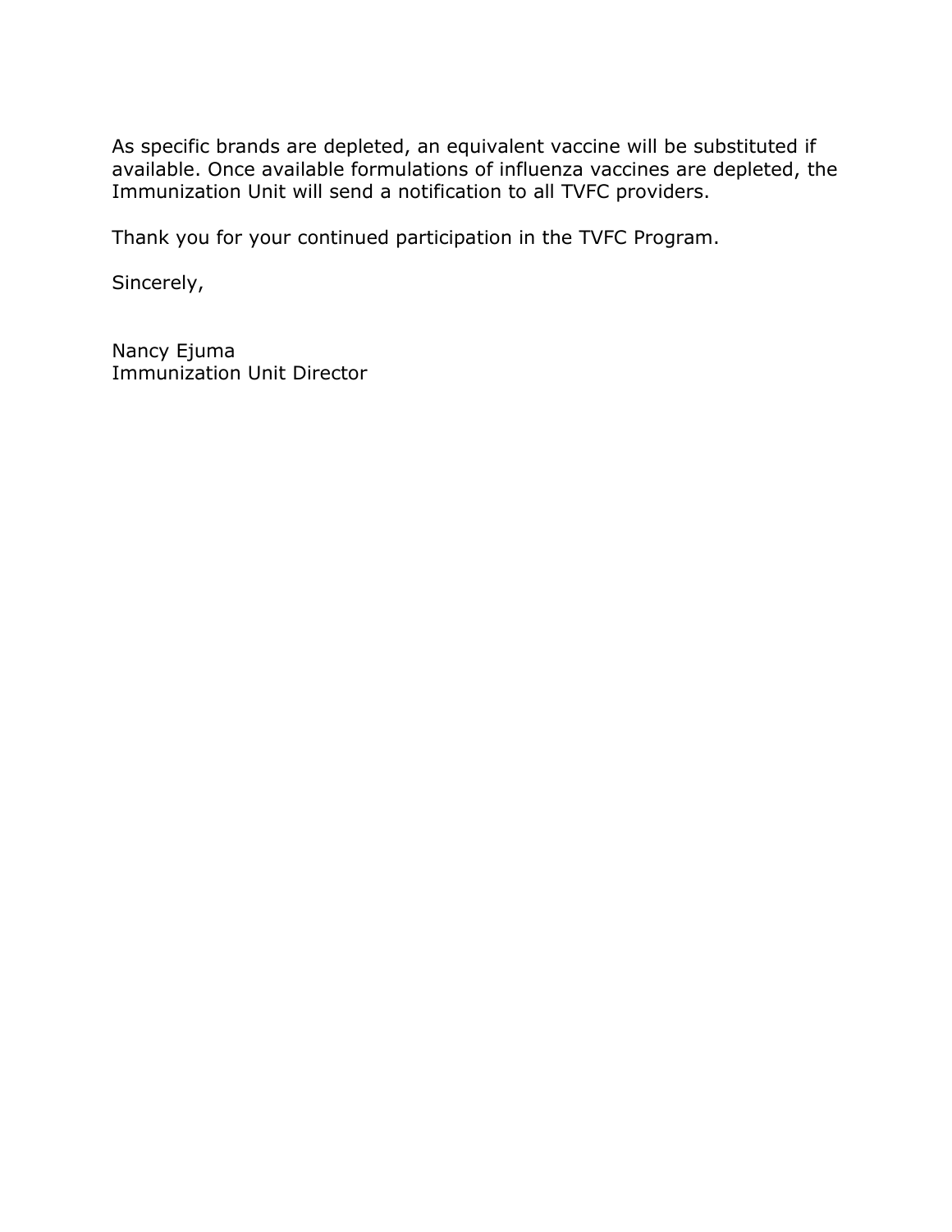As specific brands are depleted, an equivalent vaccine will be substituted if available. Once available formulations of influenza vaccines are depleted, the Immunization Unit will send a notification to all TVFC providers.

Thank you for your continued participation in the TVFC Program.

Sincerely,

Nancy Ejuma
Immunization Unit Director